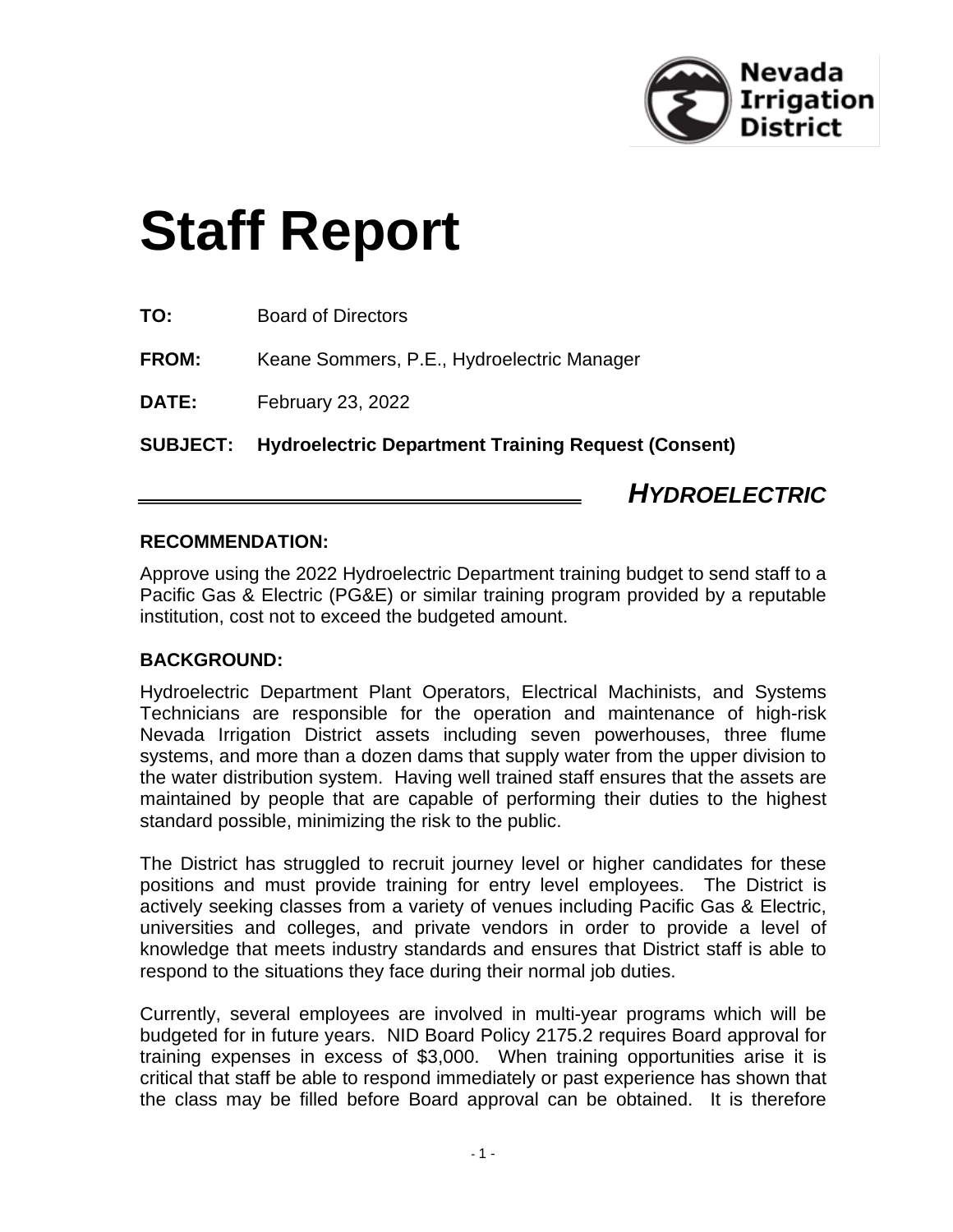# Staff Report

**TO:** Board of Directors

**FROM:** Keane Sommers, P.E., Hydroelectric Manager

**DATE:** February 23, 2022

**SUBJECT: Hydroelectric Department Training Request (Consent)**

***HYDROELECTRIC***

---

### RECOMMENDATION:

Approve using the 2022 Hydroelectric Department training budget to send staff to a Pacific Gas & Electric (PG&E) or similar training program provided by a reputable institution, cost not to exceed the budgeted amount.

### BACKGROUND:

Hydroelectric Department Plant Operators, Electrical Machinists, and Systems Technicians are responsible for the operation and maintenance of high-risk Nevada Irrigation District assets including seven powerhouses, three flume systems, and more than a dozen dams that supply water from the upper division to the water distribution system. Having well trained staff ensures that the assets are maintained by people that are capable of performing their duties to the highest standard possible, minimizing the risk to the public.

The District has struggled to recruit journey level or higher candidates for these positions and must provide training for entry level employees. The District is actively seeking classes from a variety of venues including Pacific Gas & Electric, universities and colleges, and private vendors in order to provide a level of knowledge that meets industry standards and ensures that District staff is able to respond to the situations they face during their normal job duties.

Currently, several employees are involved in multi-year programs which will be budgeted for in future years. NID Board Policy 2175.2 requires Board approval for training expenses in excess of $3,000. When training opportunities arise it is critical that staff be able to respond immediately or past experience has shown that the class may be filled before Board approval can be obtained. It is therefore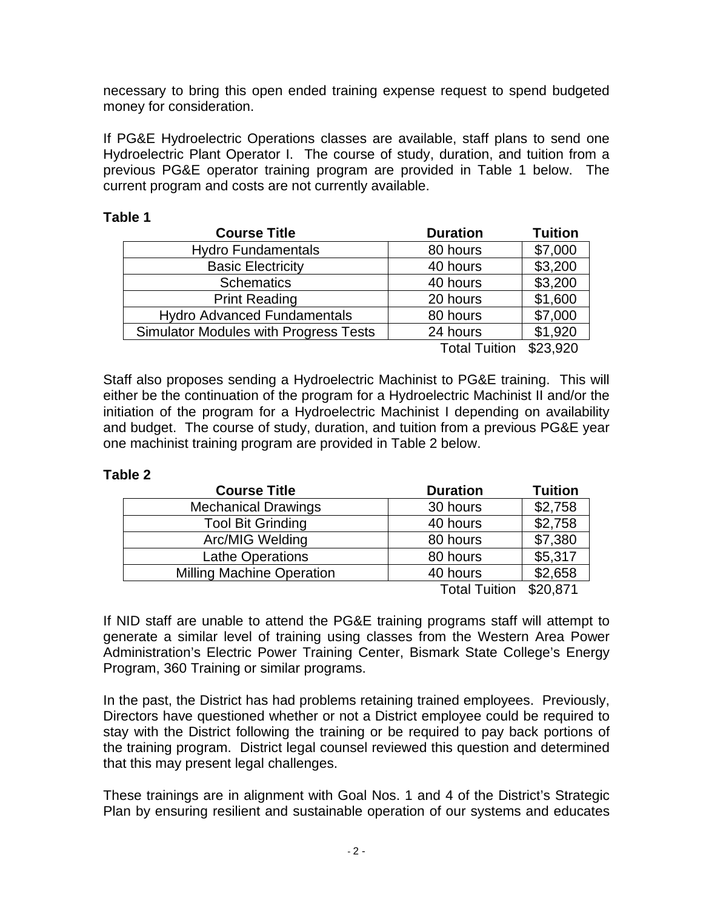necessary to bring this open ended training expense request to spend budgeted money for consideration.

If PG&E Hydroelectric Operations classes are available, staff plans to send one Hydroelectric Plant Operator I. The course of study, duration, and tuition from a previous PG&E operator training program are provided in Table 1 below. The current program and costs are not currently available.

**Table 1**

| Course Title | Duration | Tuition |
|---|---|---|
| Hydro Fundamentals | 80 hours | $7,000 |
| Basic Electricity | 40 hours | $3,200 |
| Schematics | 40 hours | $3,200 |
| Print Reading | 20 hours | $1,600 |
| Hydro Advanced Fundamentals | 80 hours | $7,000 |
| Simulator Modules with Progress Tests | 24 hours | $1,920 |
| | Total Tuition | $23,920 |

Staff also proposes sending a Hydroelectric Machinist to PG&E training. This will either be the continuation of the program for a Hydroelectric Machinist II and/or the initiation of the program for a Hydroelectric Machinist I depending on availability and budget. The course of study, duration, and tuition from a previous PG&E year one machinist training program are provided in Table 2 below.

**Table 2**

| Course Title | Duration | Tuition |
|---|---|---|
| Mechanical Drawings | 30 hours | $2,758 |
| Tool Bit Grinding | 40 hours | $2,758 |
| Arc/MIG Welding | 80 hours | $7,380 |
| Lathe Operations | 80 hours | $5,317 |
| Milling Machine Operation | 40 hours | $2,658 |
| | Total Tuition | $20,871 |

If NID staff are unable to attend the PG&E training programs staff will attempt to generate a similar level of training using classes from the Western Area Power Administration's Electric Power Training Center, Bismark State College's Energy Program, 360 Training or similar programs.

In the past, the District has had problems retaining trained employees. Previously, Directors have questioned whether or not a District employee could be required to stay with the District following the training or be required to pay back portions of the training program. District legal counsel reviewed this question and determined that this may present legal challenges.

These trainings are in alignment with Goal Nos. 1 and 4 of the District's Strategic Plan by ensuring resilient and sustainable operation of our systems and educates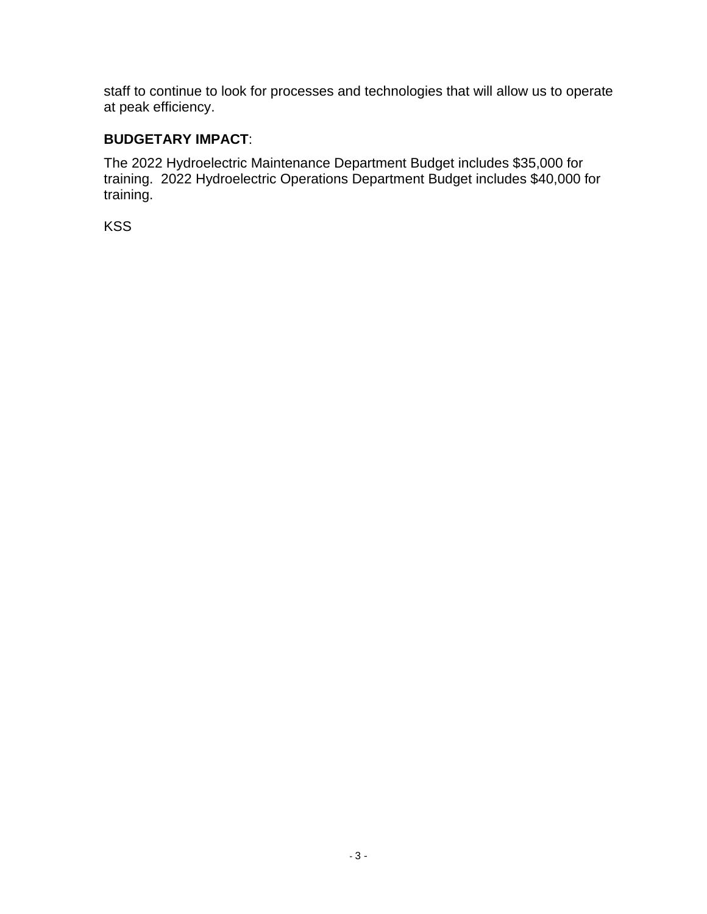staff to continue to look for processes and technologies that will allow us to operate at peak efficiency.

**BUDGETARY IMPACT**:

The 2022 Hydroelectric Maintenance Department Budget includes $35,000 for training.  2022 Hydroelectric Operations Department Budget includes $40,000 for training.

KSS